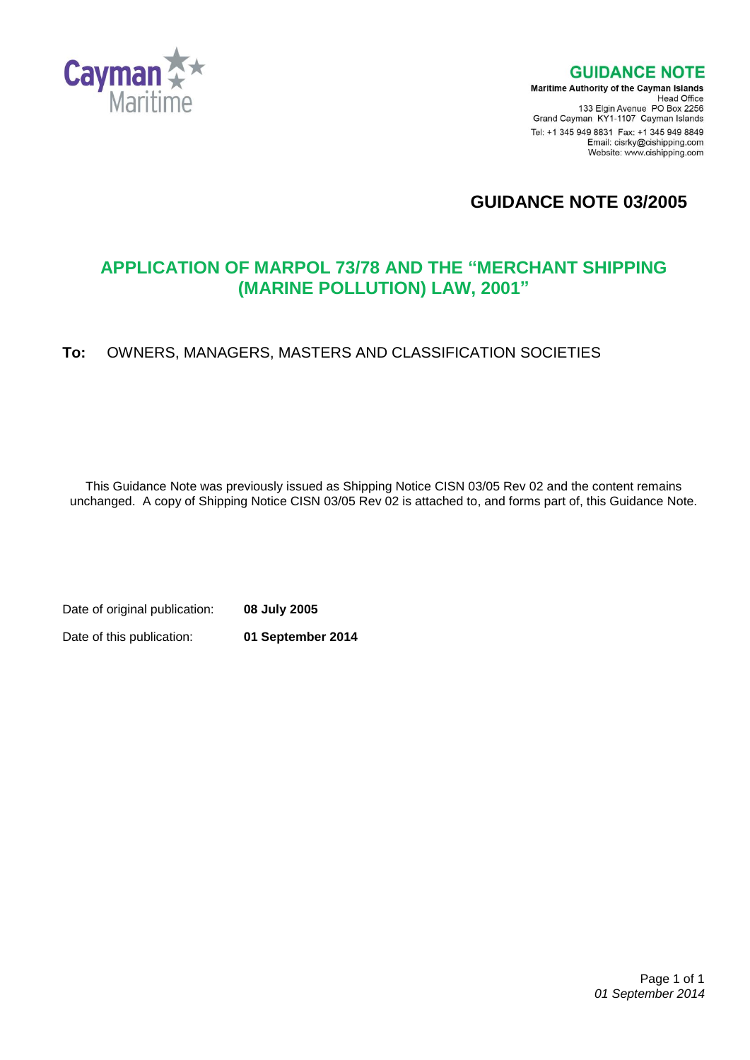Cayman Maritime

**GUIDANCE NOTE**

**Maritime Authority of the Cayman Islands**
Head Office
133 Elgin Avenue PO Box 2256
Grand Cayman KY1-1107 Cayman Islands
Tel: +1 345 949 8831 Fax: +1 345 949 8849
Email: cisrky@cishipping.com
Website: www.cishipping.com

# GUIDANCE NOTE 03/2005

## APPLICATION OF MARPOL 73/78 AND THE "MERCHANT SHIPPING (MARINE POLLUTION) LAW, 2001"

**To:** OWNERS, MANAGERS, MASTERS AND CLASSIFICATION SOCIETIES

This Guidance Note was previously issued as Shipping Notice CISN 03/05 Rev 02 and the content remains unchanged. A copy of Shipping Notice CISN 03/05 Rev 02 is attached to, and forms part of, this Guidance Note.

Date of original publication: **08 July 2005**

Date of this publication: **01 September 2014**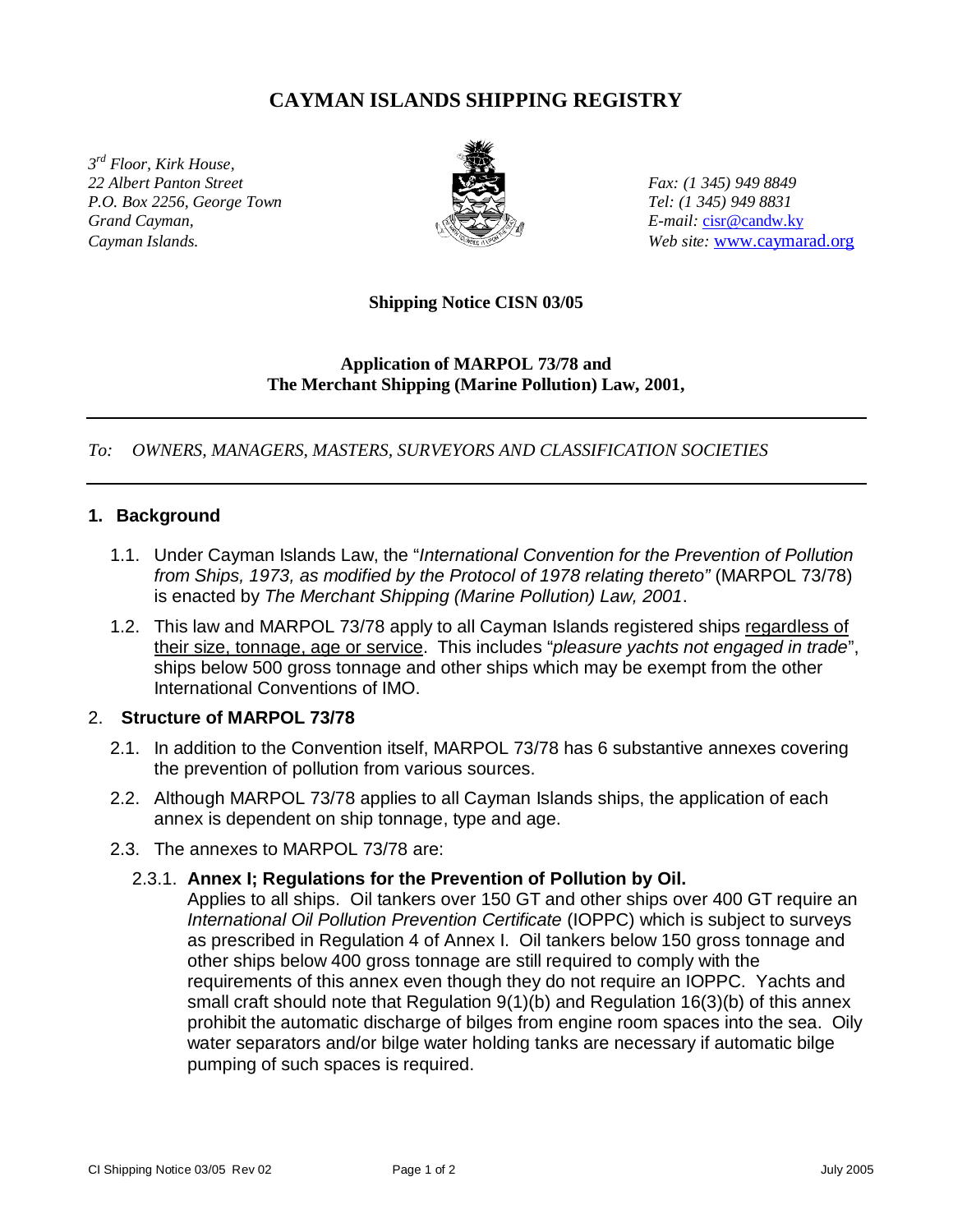# CAYMAN ISLANDS SHIPPING REGISTRY

*3rd Floor, Kirk House,*
*22 Albert Panton Street*
*P.O. Box 2256, George Town*
*Grand Cayman,*
*Cayman Islands.*

*Fax: (1 345) 949 8849*
*Tel: (1 345) 949 8831*
*E-mail:* cisr@candw.ky
*Web site:* www.caymarad.org

**Shipping Notice CISN 03/05**

**Application of MARPOL 73/78 and**
**The Merchant Shipping (Marine Pollution) Law, 2001,**

---

*To: OWNERS, MANAGERS, MASTERS, SURVEYORS AND CLASSIFICATION SOCIETIES*

---

## 1. Background

1.1. Under Cayman Islands Law, the "*International Convention for the Prevention of Pollution from Ships, 1973, as modified by the Protocol of 1978 relating thereto"* (MARPOL 73/78) is enacted by *The Merchant Shipping (Marine Pollution) Law, 2001*.

1.2. This law and MARPOL 73/78 apply to all Cayman Islands registered ships regardless of their size, tonnage, age or service. This includes "*pleasure yachts not engaged in trade*", ships below 500 gross tonnage and other ships which may be exempt from the other International Conventions of IMO.

## 2. Structure of MARPOL 73/78

2.1. In addition to the Convention itself, MARPOL 73/78 has 6 substantive annexes covering the prevention of pollution from various sources.

2.2. Although MARPOL 73/78 applies to all Cayman Islands ships, the application of each annex is dependent on ship tonnage, type and age.

2.3. The annexes to MARPOL 73/78 are:

2.3.1. **Annex I; Regulations for the Prevention of Pollution by Oil.**
Applies to all ships. Oil tankers over 150 GT and other ships over 400 GT require an *International Oil Pollution Prevention Certificate* (IOPPC) which is subject to surveys as prescribed in Regulation 4 of Annex I. Oil tankers below 150 gross tonnage and other ships below 400 gross tonnage are still required to comply with the requirements of this annex even though they do not require an IOPPC. Yachts and small craft should note that Regulation 9(1)(b) and Regulation 16(3)(b) of this annex prohibit the automatic discharge of bilges from engine room spaces into the sea. Oily water separators and/or bilge water holding tanks are necessary if automatic bilge pumping of such spaces is required.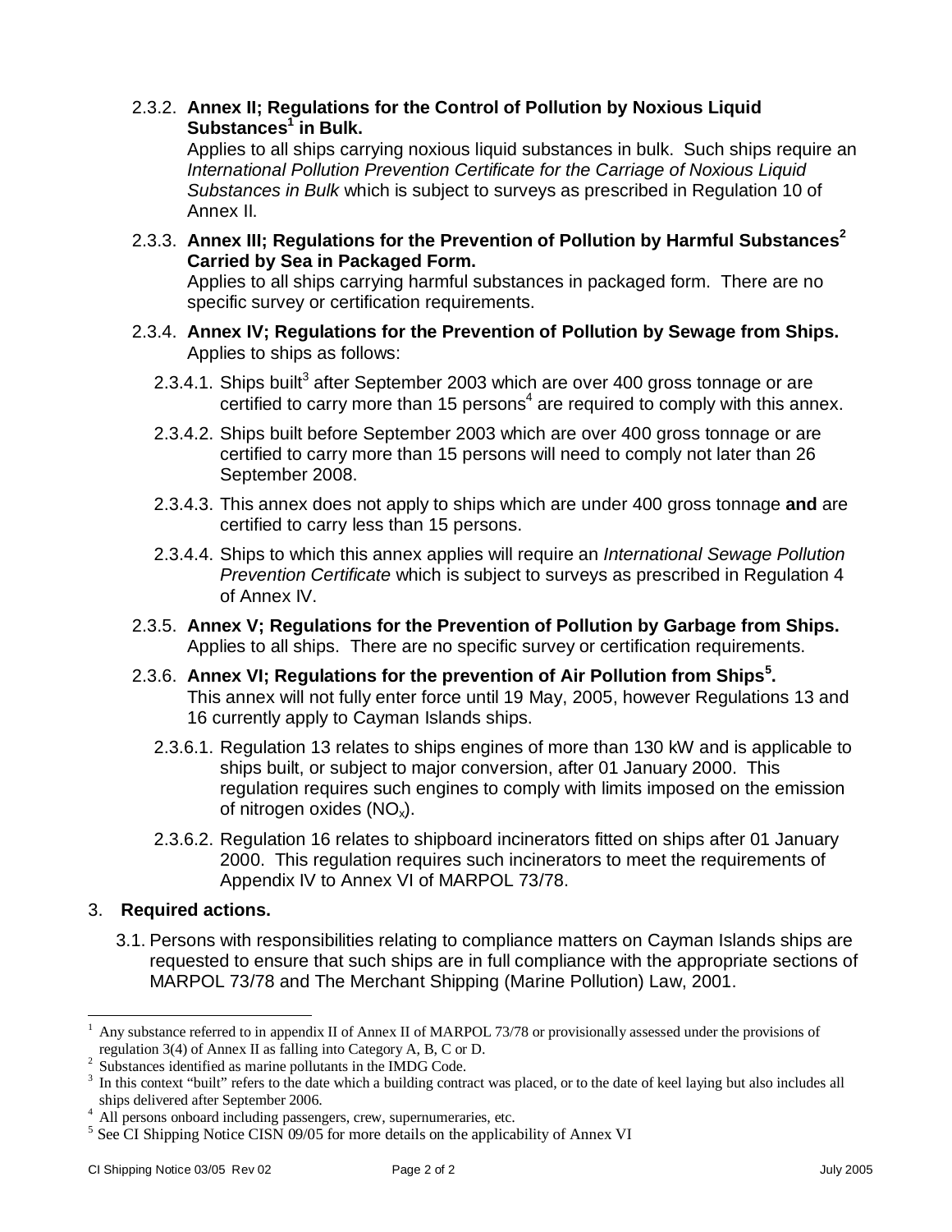2.3.2. **Annex II; Regulations for the Control of Pollution by Noxious Liquid Substances[1] in Bulk.**
Applies to all ships carrying noxious liquid substances in bulk. Such ships require an *International Pollution Prevention Certificate for the Carriage of Noxious Liquid Substances in Bulk* which is subject to surveys as prescribed in Regulation 10 of Annex II.

2.3.3. **Annex III; Regulations for the Prevention of Pollution by Harmful Substances[2] Carried by Sea in Packaged Form.**
Applies to all ships carrying harmful substances in packaged form. There are no specific survey or certification requirements.

2.3.4. **Annex IV; Regulations for the Prevention of Pollution by Sewage from Ships.**
Applies to ships as follows:

2.3.4.1. Ships built[3] after September 2003 which are over 400 gross tonnage or are certified to carry more than 15 persons[4] are required to comply with this annex.

2.3.4.2. Ships built before September 2003 which are over 400 gross tonnage or are certified to carry more than 15 persons will need to comply not later than 26 September 2008.

2.3.4.3. This annex does not apply to ships which are under 400 gross tonnage **and** are certified to carry less than 15 persons.

2.3.4.4. Ships to which this annex applies will require an *International Sewage Pollution Prevention Certificate* which is subject to surveys as prescribed in Regulation 4 of Annex IV.

2.3.5. **Annex V; Regulations for the Prevention of Pollution by Garbage from Ships.**
Applies to all ships. There are no specific survey or certification requirements.

2.3.6. **Annex VI; Regulations for the prevention of Air Pollution from Ships[5].**
This annex will not fully enter force until 19 May, 2005, however Regulations 13 and 16 currently apply to Cayman Islands ships.

2.3.6.1. Regulation 13 relates to ships engines of more than 130 kW and is applicable to ships built, or subject to major conversion, after 01 January 2000. This regulation requires such engines to comply with limits imposed on the emission of nitrogen oxides ($NO_x$).

2.3.6.2. Regulation 16 relates to shipboard incinerators fitted on ships after 01 January 2000. This regulation requires such incinerators to meet the requirements of Appendix IV to Annex VI of MARPOL 73/78.

## 3. Required actions.

3.1. Persons with responsibilities relating to compliance matters on Cayman Islands ships are requested to ensure that such ships are in full compliance with the appropriate sections of MARPOL 73/78 and The Merchant Shipping (Marine Pollution) Law, 2001.

---

[1] Any substance referred to in appendix II of Annex II of MARPOL 73/78 or provisionally assessed under the provisions of regulation 3(4) of Annex II as falling into Category A, B, C or D.

[2] Substances identified as marine pollutants in the IMDG Code.

[3] In this context "built" refers to the date which a building contract was placed, or to the date of keel laying but also includes all ships delivered after September 2006.

[4] All persons onboard including passengers, crew, supernumeraries, etc.

[5] See CI Shipping Notice CISN 09/05 for more details on the applicability of Annex VI